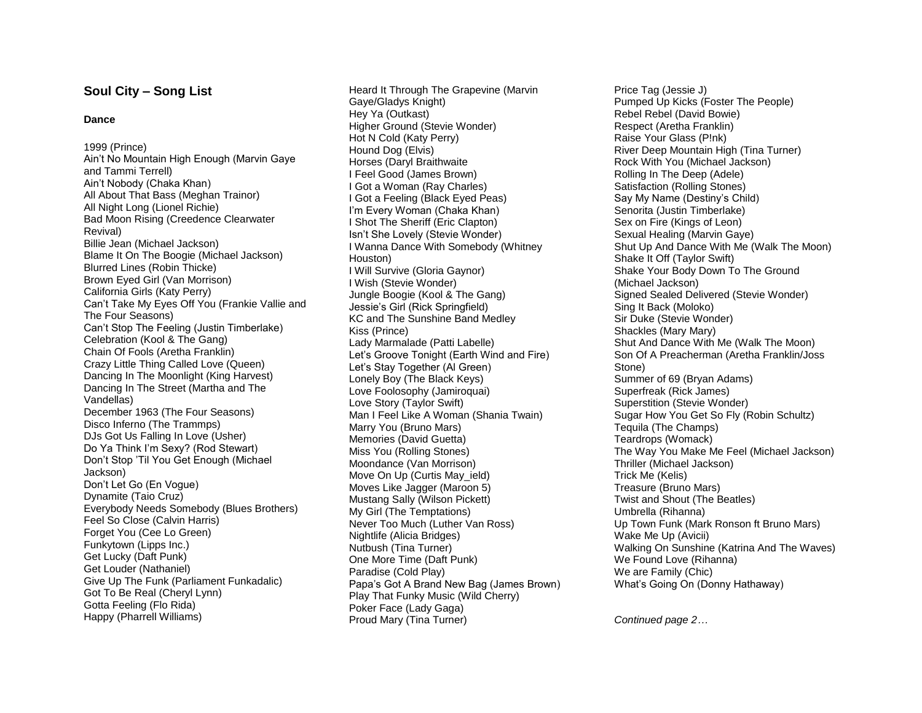## Soul City – Song List

### Dance

1999 (Prince)
Ain't No Mountain High Enough (Marvin Gaye and Tammi Terrell)
Ain't Nobody (Chaka Khan)
All About That Bass (Meghan Trainor)
All Night Long (Lionel Richie)
Bad Moon Rising (Creedence Clearwater Revival)
Billie Jean (Michael Jackson)
Blame It On The Boogie (Michael Jackson)
Blurred Lines (Robin Thicke)
Brown Eyed Girl (Van Morrison)
California Girls (Katy Perry)
Can't Take My Eyes Off You (Frankie Vallie and The Four Seasons)
Can't Stop The Feeling (Justin Timberlake)
Celebration (Kool & The Gang)
Chain Of Fools (Aretha Franklin)
Crazy Little Thing Called Love (Queen)
Dancing In The Moonlight (King Harvest)
Dancing In The Street (Martha and The Vandellas)
December 1963 (The Four Seasons)
Disco Inferno (The Trammps)
DJs Got Us Falling In Love (Usher)
Do Ya Think I'm Sexy? (Rod Stewart)
Don't Stop 'Til You Get Enough (Michael Jackson)
Don't Let Go (En Vogue)
Dynamite (Taio Cruz)
Everybody Needs Somebody (Blues Brothers)
Feel So Close (Calvin Harris)
Forget You (Cee Lo Green)
Funkytown (Lipps Inc.)
Get Lucky (Daft Punk)
Get Louder (Nathaniel)
Give Up The Funk (Parliament Funkadalic)
Got To Be Real (Cheryl Lynn)
Gotta Feeling (Flo Rida)
Happy (Pharrell Williams)
Heard It Through The Grapevine (Marvin Gaye/Gladys Knight)
Hey Ya (Outkast)
Higher Ground (Stevie Wonder)
Hot N Cold (Katy Perry)
Hound Dog (Elvis)
Horses (Daryl Braithwaite
I Feel Good (James Brown)
I Got a Woman (Ray Charles)
I Got a Feeling (Black Eyed Peas)
I'm Every Woman (Chaka Khan)
I Shot The Sheriff (Eric Clapton)
Isn't She Lovely (Stevie Wonder)
I Wanna Dance With Somebody (Whitney Houston)
I Will Survive (Gloria Gaynor)
I Wish (Stevie Wonder)
Jungle Boogie (Kool & The Gang)
Jessie's Girl (Rick Springfield)
KC and The Sunshine Band Medley
Kiss (Prince)
Lady Marmalade (Patti Labelle)
Let's Groove Tonight (Earth Wind and Fire)
Let's Stay Together (Al Green)
Lonely Boy (The Black Keys)
Love Foolosophy (Jamiroquai)
Love Story (Taylor Swift)
Man I Feel Like A Woman (Shania Twain)
Marry You (Bruno Mars)
Memories (David Guetta)
Miss You (Rolling Stones)
Moondance (Van Morrison)
Move On Up (Curtis May_ield)
Moves Like Jagger (Maroon 5)
Mustang Sally (Wilson Pickett)
My Girl (The Temptations)
Never Too Much (Luther Van Ross)
Nightlife (Alicia Bridges)
Nutbush (Tina Turner)
One More Time (Daft Punk)
Paradise (Cold Play)
Papa's Got A Brand New Bag (James Brown)
Play That Funky Music (Wild Cherry)
Poker Face (Lady Gaga)
Proud Mary (Tina Turner)
Price Tag (Jessie J)
Pumped Up Kicks (Foster The People)
Rebel Rebel (David Bowie)
Respect (Aretha Franklin)
Raise Your Glass (P!nk)
River Deep Mountain High (Tina Turner)
Rock With You (Michael Jackson)
Rolling In The Deep (Adele)
Satisfaction (Rolling Stones)
Say My Name (Destiny's Child)
Senorita (Justin Timberlake)
Sex on Fire (Kings of Leon)
Sexual Healing (Marvin Gaye)
Shut Up And Dance With Me (Walk The Moon)
Shake It Off (Taylor Swift)
Shake Your Body Down To The Ground (Michael Jackson)
Signed Sealed Delivered (Stevie Wonder)
Sing It Back (Moloko)
Sir Duke (Stevie Wonder)
Shackles (Mary Mary)
Shut And Dance With Me (Walk The Moon)
Son Of A Preacherman (Aretha Franklin/Joss Stone)
Summer of 69 (Bryan Adams)
Superfreak (Rick James)
Superstition (Stevie Wonder)
Sugar How You Get So Fly (Robin Schultz)
Tequila (The Champs)
Teardrops (Womack)
The Way You Make Me Feel (Michael Jackson)
Thriller (Michael Jackson)
Trick Me (Kelis)
Treasure (Bruno Mars)
Twist and Shout (The Beatles)
Umbrella (Rihanna)
Up Town Funk (Mark Ronson ft Bruno Mars)
Wake Me Up (Avicii)
Walking On Sunshine (Katrina And The Waves)
We Found Love (Rihanna)
We are Family (Chic)
What's Going On (Donny Hathaway)

*Continued page 2…*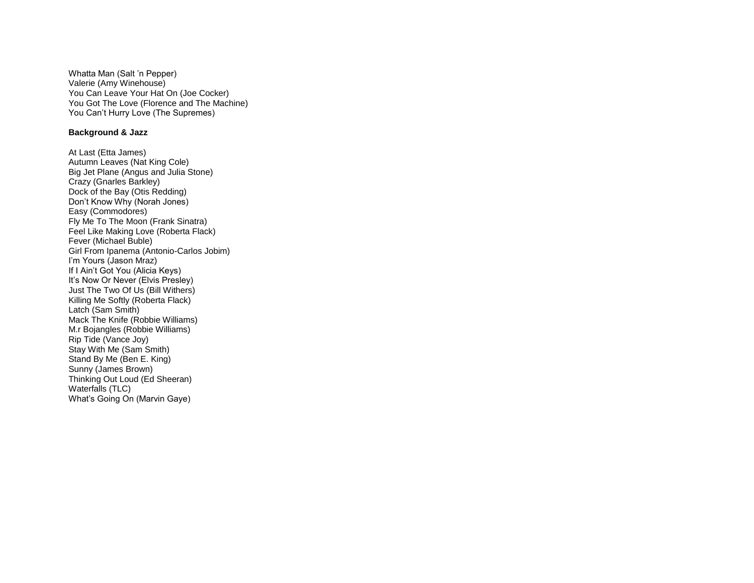Whatta Man (Salt 'n Pepper)
Valerie (Amy Winehouse)
You Can Leave Your Hat On (Joe Cocker)
You Got The Love (Florence and The Machine)
You Can't Hurry Love (The Supremes)

**Background & Jazz**

At Last (Etta James)
Autumn Leaves (Nat King Cole)
Big Jet Plane (Angus and Julia Stone)
Crazy (Gnarles Barkley)
Dock of the Bay (Otis Redding)
Don't Know Why (Norah Jones)
Easy (Commodores)
Fly Me To The Moon (Frank Sinatra)
Feel Like Making Love (Roberta Flack)
Fever (Michael Buble)
Girl From Ipanema (Antonio-Carlos Jobim)
I'm Yours (Jason Mraz)
If I Ain't Got You (Alicia Keys)
It's Now Or Never (Elvis Presley)
Just The Two Of Us (Bill Withers)
Killing Me Softly (Roberta Flack)
Latch (Sam Smith)
Mack The Knife (Robbie Williams)
M.r Bojangles (Robbie Williams)
Rip Tide (Vance Joy)
Stay With Me (Sam Smith)
Stand By Me (Ben E. King)
Sunny (James Brown)
Thinking Out Loud (Ed Sheeran)
Waterfalls (TLC)
What's Going On (Marvin Gaye)